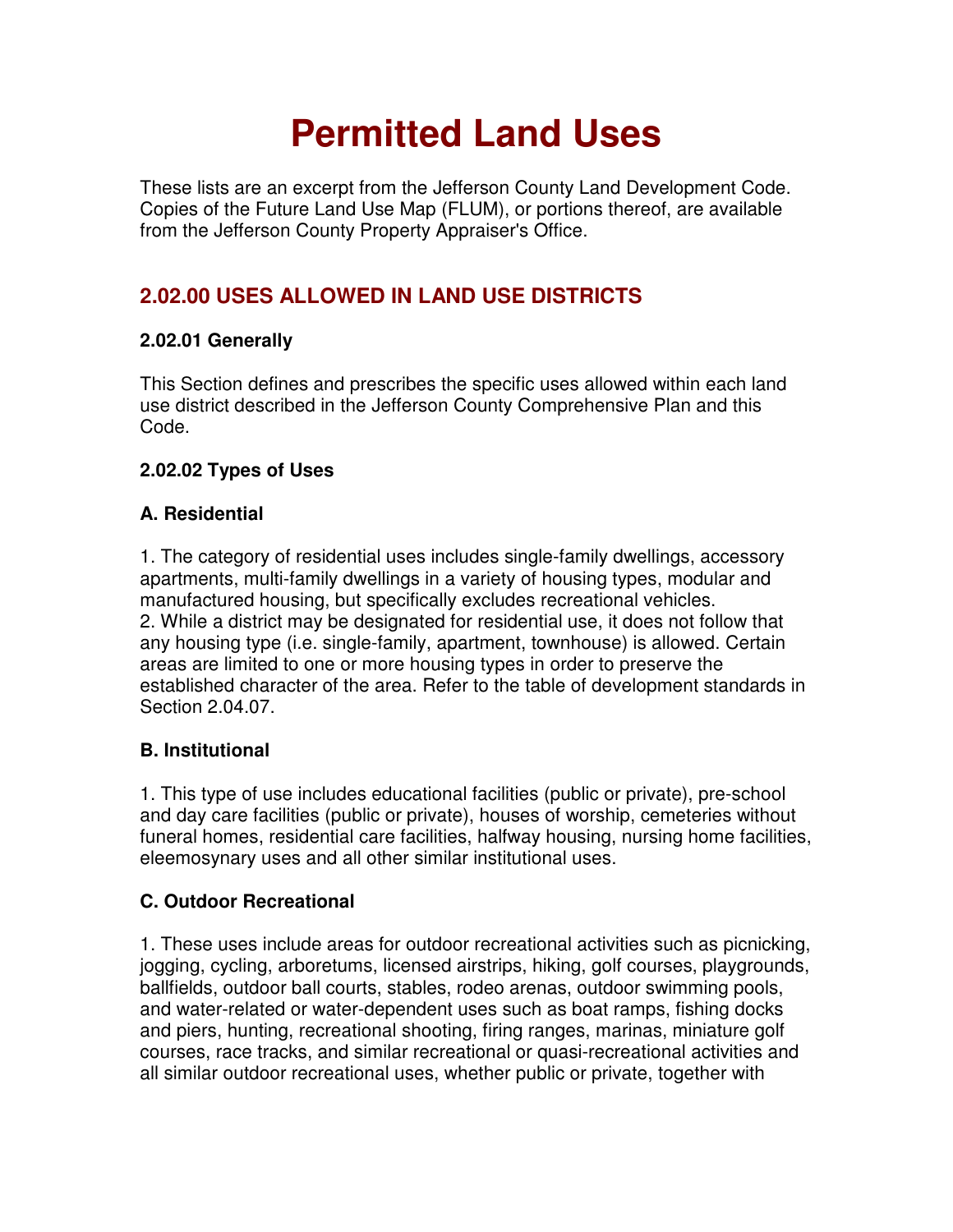# Permitted Land Uses

These lists are an excerpt from the Jefferson County Land Development Code. Copies of the Future Land Use Map (FLUM), or portions thereof, are available from the Jefferson County Property Appraiser's Office.

## 2.02.00 USES ALLOWED IN LAND USE DISTRICTS

### 2.02.01 Generally

This Section defines and prescribes the specific uses allowed within each land use district described in the Jefferson County Comprehensive Plan and this Code.

### 2.02.02 Types of Uses

#### A. Residential

1. The category of residential uses includes single-family dwellings, accessory apartments, multi-family dwellings in a variety of housing types, modular and manufactured housing, but specifically excludes recreational vehicles.
2. While a district may be designated for residential use, it does not follow that any housing type (i.e. single-family, apartment, townhouse) is allowed. Certain areas are limited to one or more housing types in order to preserve the established character of the area. Refer to the table of development standards in Section 2.04.07.

#### B. Institutional

1. This type of use includes educational facilities (public or private), pre-school and day care facilities (public or private), houses of worship, cemeteries without funeral homes, residential care facilities, halfway housing, nursing home facilities, eleemosynary uses and all other similar institutional uses.

#### C. Outdoor Recreational

1. These uses include areas for outdoor recreational activities such as picnicking, jogging, cycling, arboretums, licensed airstrips, hiking, golf courses, playgrounds, ballfields, outdoor ball courts, stables, rodeo arenas, outdoor swimming pools, and water-related or water-dependent uses such as boat ramps, fishing docks and piers, hunting, recreational shooting, firing ranges, marinas, miniature golf courses, race tracks, and similar recreational or quasi-recreational activities and all similar outdoor recreational uses, whether public or private, together with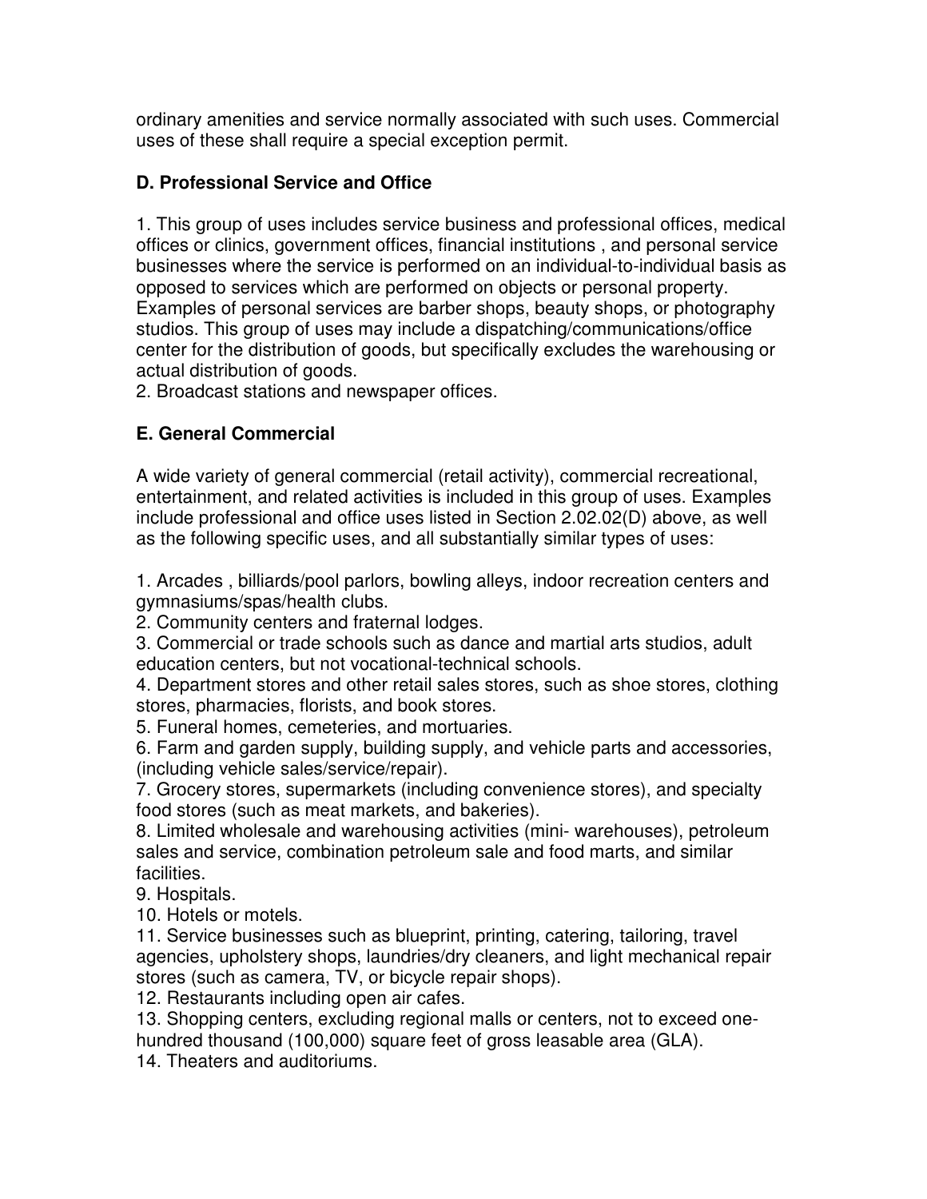ordinary amenities and service normally associated with such uses. Commercial uses of these shall require a special exception permit.

### D. Professional Service and Office

1. This group of uses includes service business and professional offices, medical offices or clinics, government offices, financial institutions , and personal service businesses where the service is performed on an individual-to-individual basis as opposed to services which are performed on objects or personal property. Examples of personal services are barber shops, beauty shops, or photography studios. This group of uses may include a dispatching/communications/office center for the distribution of goods, but specifically excludes the warehousing or actual distribution of goods.
2. Broadcast stations and newspaper offices.

### E. General Commercial

A wide variety of general commercial (retail activity), commercial recreational, entertainment, and related activities is included in this group of uses. Examples include professional and office uses listed in Section 2.02.02(D) above, as well as the following specific uses, and all substantially similar types of uses:

1. Arcades , billiards/pool parlors, bowling alleys, indoor recreation centers and gymnasiums/spas/health clubs.
2. Community centers and fraternal lodges.
3. Commercial or trade schools such as dance and martial arts studios, adult education centers, but not vocational-technical schools.
4. Department stores and other retail sales stores, such as shoe stores, clothing stores, pharmacies, florists, and book stores.
5. Funeral homes, cemeteries, and mortuaries.
6. Farm and garden supply, building supply, and vehicle parts and accessories, (including vehicle sales/service/repair).
7. Grocery stores, supermarkets (including convenience stores), and specialty food stores (such as meat markets, and bakeries).
8. Limited wholesale and warehousing activities (mini- warehouses), petroleum sales and service, combination petroleum sale and food marts, and similar facilities.
9. Hospitals.
10. Hotels or motels.
11. Service businesses such as blueprint, printing, catering, tailoring, travel agencies, upholstery shops, laundries/dry cleaners, and light mechanical repair stores (such as camera, TV, or bicycle repair shops).
12. Restaurants including open air cafes.
13. Shopping centers, excluding regional malls or centers, not to exceed one-hundred thousand (100,000) square feet of gross leasable area (GLA).
14. Theaters and auditoriums.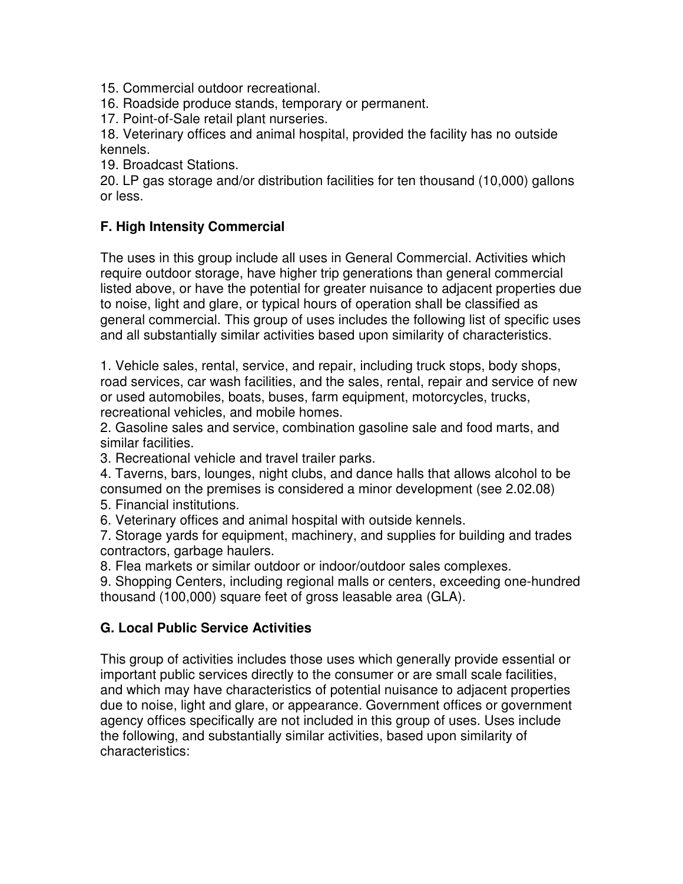15. Commercial outdoor recreational.
16. Roadside produce stands, temporary or permanent.
17. Point-of-Sale retail plant nurseries.
18. Veterinary offices and animal hospital, provided the facility has no outside kennels.
19. Broadcast Stations.
20. LP gas storage and/or distribution facilities for ten thousand (10,000) gallons or less.

**F. High Intensity Commercial**

The uses in this group include all uses in General Commercial. Activities which require outdoor storage, have higher trip generations than general commercial listed above, or have the potential for greater nuisance to adjacent properties due to noise, light and glare, or typical hours of operation shall be classified as general commercial. This group of uses includes the following list of specific uses and all substantially similar activities based upon similarity of characteristics.

1. Vehicle sales, rental, service, and repair, including truck stops, body shops, road services, car wash facilities, and the sales, rental, repair and service of new or used automobiles, boats, buses, farm equipment, motorcycles, trucks, recreational vehicles, and mobile homes.
2. Gasoline sales and service, combination gasoline sale and food marts, and similar facilities.
3. Recreational vehicle and travel trailer parks.
4. Taverns, bars, lounges, night clubs, and dance halls that allows alcohol to be consumed on the premises is considered a minor development (see 2.02.08)
5. Financial institutions.
6. Veterinary offices and animal hospital with outside kennels.
7. Storage yards for equipment, machinery, and supplies for building and trades contractors, garbage haulers.
8. Flea markets or similar outdoor or indoor/outdoor sales complexes.
9. Shopping Centers, including regional malls or centers, exceeding one-hundred thousand (100,000) square feet of gross leasable area (GLA).

**G. Local Public Service Activities**

This group of activities includes those uses which generally provide essential or important public services directly to the consumer or are small scale facilities, and which may have characteristics of potential nuisance to adjacent properties due to noise, light and glare, or appearance. Government offices or government agency offices specifically are not included in this group of uses. Uses include the following, and substantially similar activities, based upon similarity of characteristics: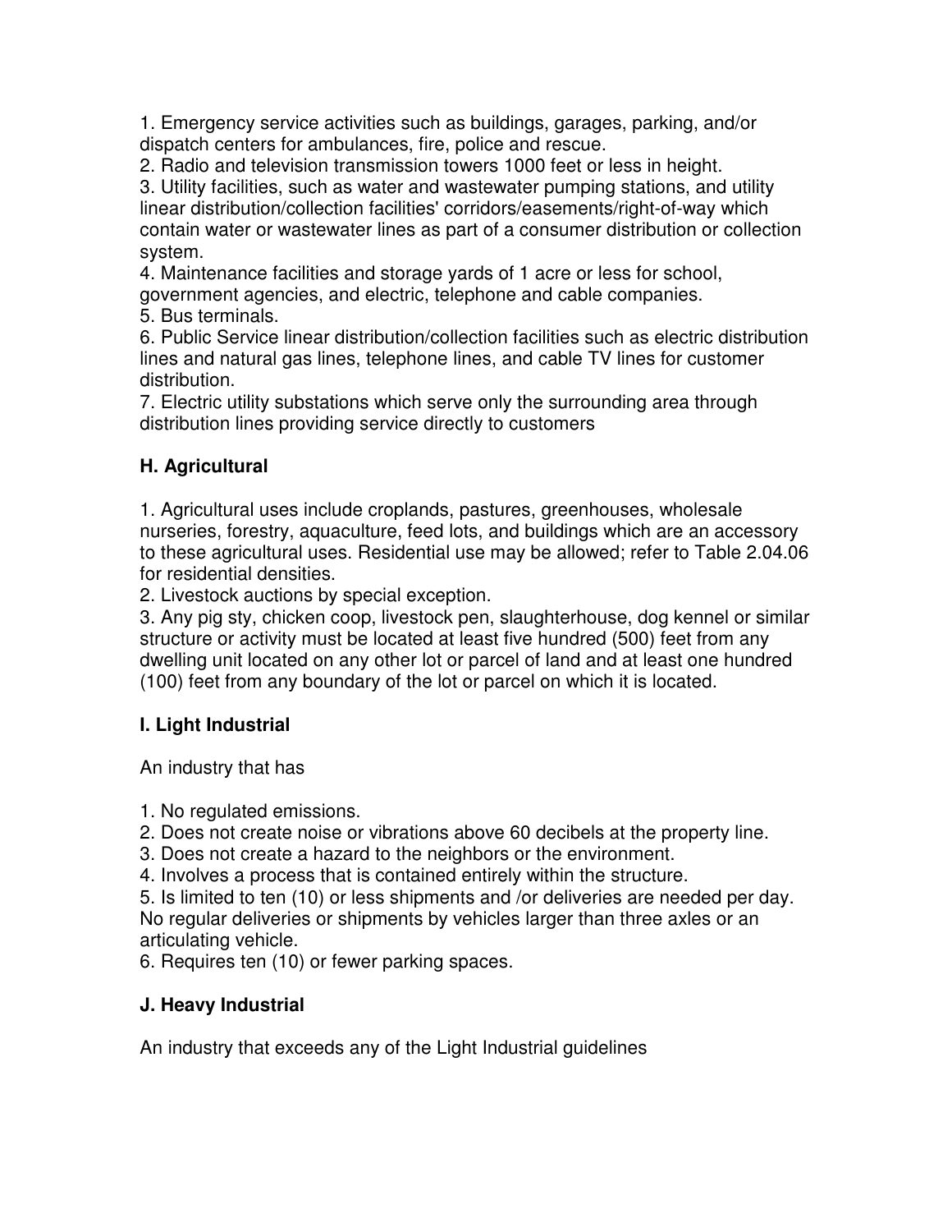1. Emergency service activities such as buildings, garages, parking, and/or dispatch centers for ambulances, fire, police and rescue.
2. Radio and television transmission towers 1000 feet or less in height.
3. Utility facilities, such as water and wastewater pumping stations, and utility linear distribution/collection facilities' corridors/easements/right-of-way which contain water or wastewater lines as part of a consumer distribution or collection system.
4. Maintenance facilities and storage yards of 1 acre or less for school, government agencies, and electric, telephone and cable companies.
5. Bus terminals.
6. Public Service linear distribution/collection facilities such as electric distribution lines and natural gas lines, telephone lines, and cable TV lines for customer distribution.
7. Electric utility substations which serve only the surrounding area through distribution lines providing service directly to customers

### H. Agricultural

1. Agricultural uses include croplands, pastures, greenhouses, wholesale nurseries, forestry, aquaculture, feed lots, and buildings which are an accessory to these agricultural uses. Residential use may be allowed; refer to Table 2.04.06 for residential densities.
2. Livestock auctions by special exception.
3. Any pig sty, chicken coop, livestock pen, slaughterhouse, dog kennel or similar structure or activity must be located at least five hundred (500) feet from any dwelling unit located on any other lot or parcel of land and at least one hundred (100) feet from any boundary of the lot or parcel on which it is located.

### I. Light Industrial

An industry that has

1. No regulated emissions.
2. Does not create noise or vibrations above 60 decibels at the property line.
3. Does not create a hazard to the neighbors or the environment.
4. Involves a process that is contained entirely within the structure.
5. Is limited to ten (10) or less shipments and /or deliveries are needed per day. No regular deliveries or shipments by vehicles larger than three axles or an articulating vehicle.
6. Requires ten (10) or fewer parking spaces.

### J. Heavy Industrial

An industry that exceeds any of the Light Industrial guidelines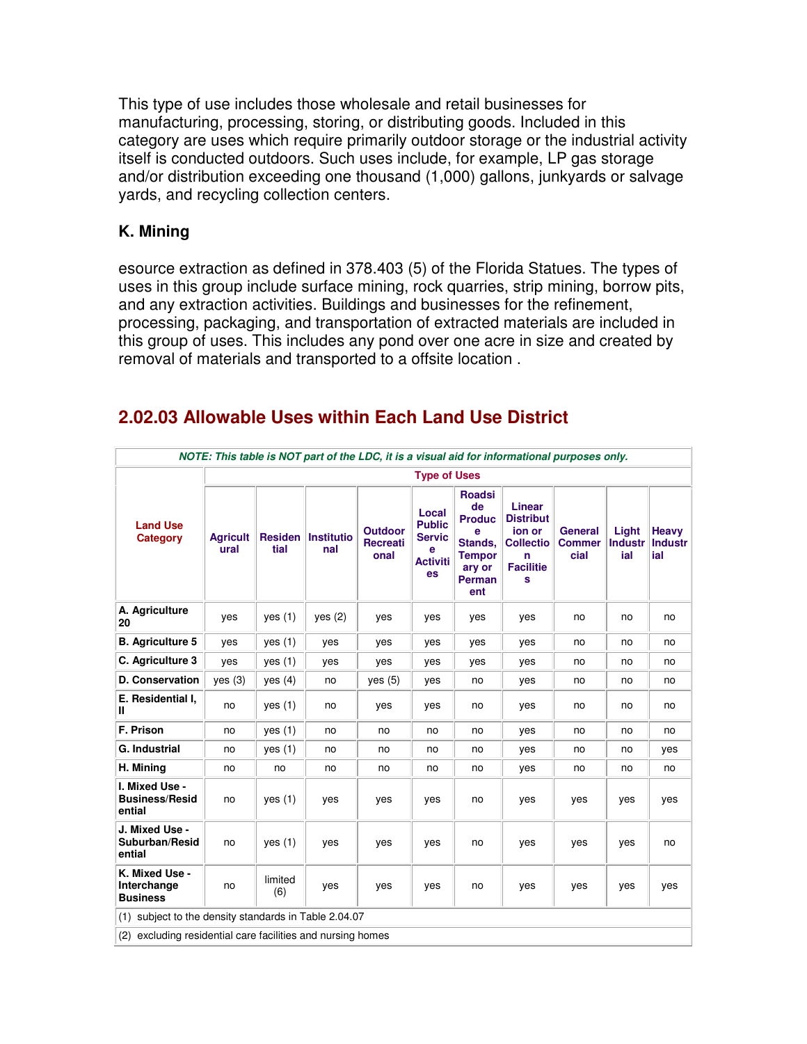This type of use includes those wholesale and retail businesses for manufacturing, processing, storing, or distributing goods. Included in this category are uses which require primarily outdoor storage or the industrial activity itself is conducted outdoors. Such uses include, for example, LP gas storage and/or distribution exceeding one thousand (1,000) gallons, junkyards or salvage yards, and recycling collection centers.

### K. Mining

esource extraction as defined in 378.403 (5) of the Florida Statues. The types of uses in this group include surface mining, rock quarries, strip mining, borrow pits, and any extraction activities. Buildings and businesses for the refinement, processing, packaging, and transportation of extracted materials are included in this group of uses. This includes any pond over one acre in size and created by removal of materials and transported to a offsite location .

## 2.02.03 Allowable Uses within Each Land Use District

*NOTE: This table is NOT part of the LDC, it is a visual aid for informational purposes only.*

| Land Use Category | Type of Uses | | | | | | | | | |
|---|---|---|---|---|---|---|---|---|---|---|
| | Agricultural | Residential | Institutional | Outdoor Recreational | Local Public Service Activities | Roadside Produce Stands, Temporary or Permanent | Linear Distribution or Collection Facilities | General Commercial | Light Industrial | Heavy Industrial |
| A. Agriculture 20 | yes | yes (1) | yes (2) | yes | yes | yes | yes | no | no | no |
| B. Agriculture 5 | yes | yes (1) | yes | yes | yes | yes | yes | no | no | no |
| C. Agriculture 3 | yes | yes (1) | yes | yes | yes | yes | yes | no | no | no |
| D. Conservation | yes (3) | yes (4) | no | yes (5) | yes | no | yes | no | no | no |
| E. Residential I, II | no | yes (1) | no | yes | yes | no | yes | no | no | no |
| F. Prison | no | yes (1) | no | no | no | no | yes | no | no | no |
| G. Industrial | no | yes (1) | no | no | no | no | yes | no | no | yes |
| H. Mining | no | no | no | no | no | no | yes | no | no | no |
| I. Mixed Use - Business/Residential | no | yes (1) | yes | yes | yes | no | yes | yes | yes | yes |
| J. Mixed Use - Suburban/Residential | no | yes (1) | yes | yes | yes | no | yes | yes | yes | no |
| K. Mixed Use - Interchange Business | no | limited (6) | yes | yes | yes | no | yes | yes | yes | yes |
| (1) subject to the density standards in Table 2.04.07 | | | | | | | | | | |
| (2) excluding residential care facilities and nursing homes | | | | | | | | | | |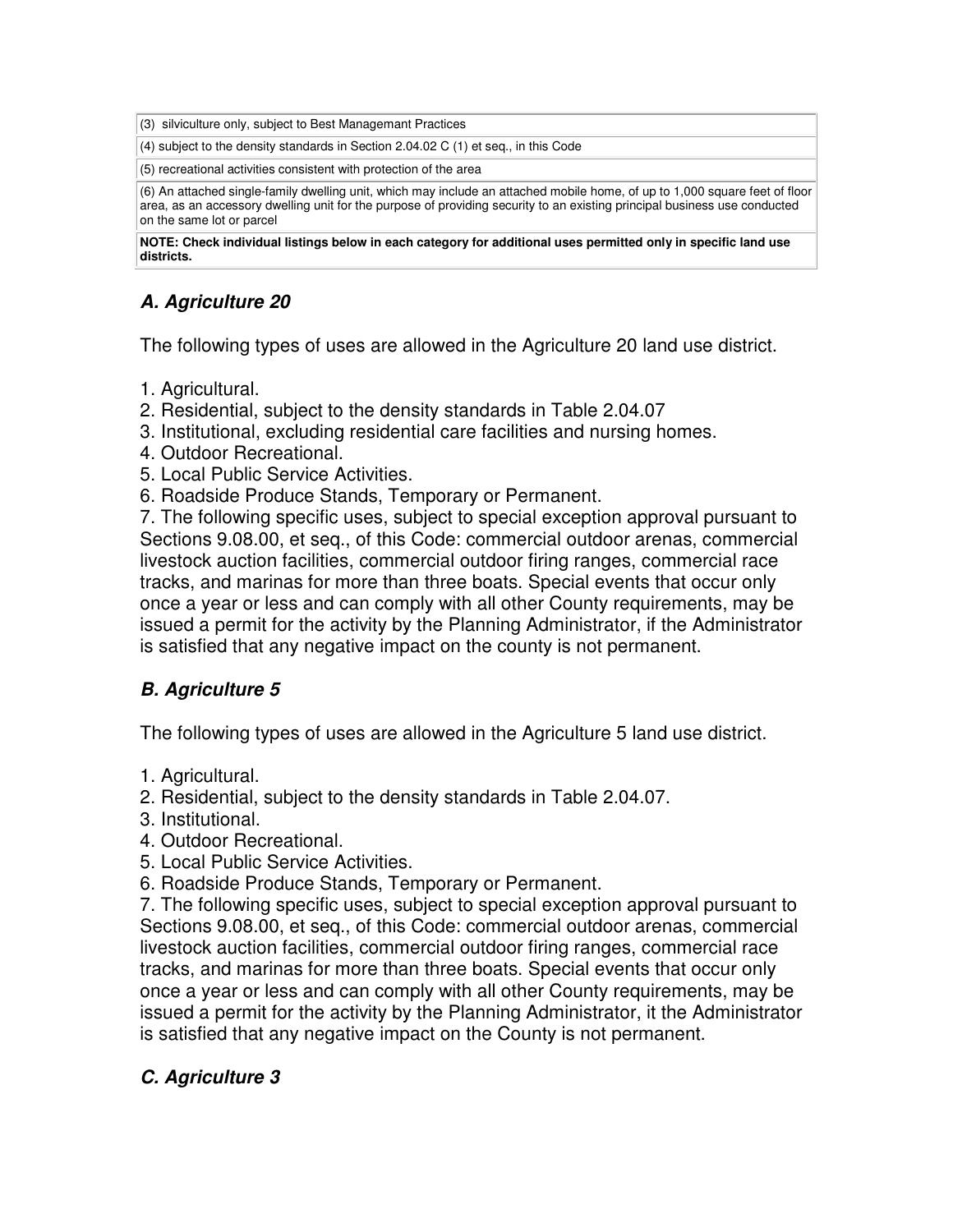| (3) silviculture only, subject to Best Managemant Practices |
|---|
| (4) subject to the density standards in Section 2.04.02 C (1) et seq., in this Code |
| (5) recreational activities consistent with protection of the area |
| (6) An attached single-family dwelling unit, which may include an attached mobile home, of up to 1,000 square feet of floor area, as an accessory dwelling unit for the purpose of providing security to an existing principal business use conducted on the same lot or parcel |
| **NOTE: Check individual listings below in each category for additional uses permitted only in specific land use districts.** |

### *A. Agriculture 20*

The following types of uses are allowed in the Agriculture 20 land use district.

1. Agricultural.
2. Residential, subject to the density standards in Table 2.04.07
3. Institutional, excluding residential care facilities and nursing homes.
4. Outdoor Recreational.
5. Local Public Service Activities.
6. Roadside Produce Stands, Temporary or Permanent.
7. The following specific uses, subject to special exception approval pursuant to Sections 9.08.00, et seq., of this Code: commercial outdoor arenas, commercial livestock auction facilities, commercial outdoor firing ranges, commercial race tracks, and marinas for more than three boats. Special events that occur only once a year or less and can comply with all other County requirements, may be issued a permit for the activity by the Planning Administrator, if the Administrator is satisfied that any negative impact on the county is not permanent.

### *B. Agriculture 5*

The following types of uses are allowed in the Agriculture 5 land use district.

1. Agricultural.
2. Residential, subject to the density standards in Table 2.04.07.
3. Institutional.
4. Outdoor Recreational.
5. Local Public Service Activities.
6. Roadside Produce Stands, Temporary or Permanent.
7. The following specific uses, subject to special exception approval pursuant to Sections 9.08.00, et seq., of this Code: commercial outdoor arenas, commercial livestock auction facilities, commercial outdoor firing ranges, commercial race tracks, and marinas for more than three boats. Special events that occur only once a year or less and can comply with all other County requirements, may be issued a permit for the activity by the Planning Administrator, it the Administrator is satisfied that any negative impact on the County is not permanent.

### *C. Agriculture 3*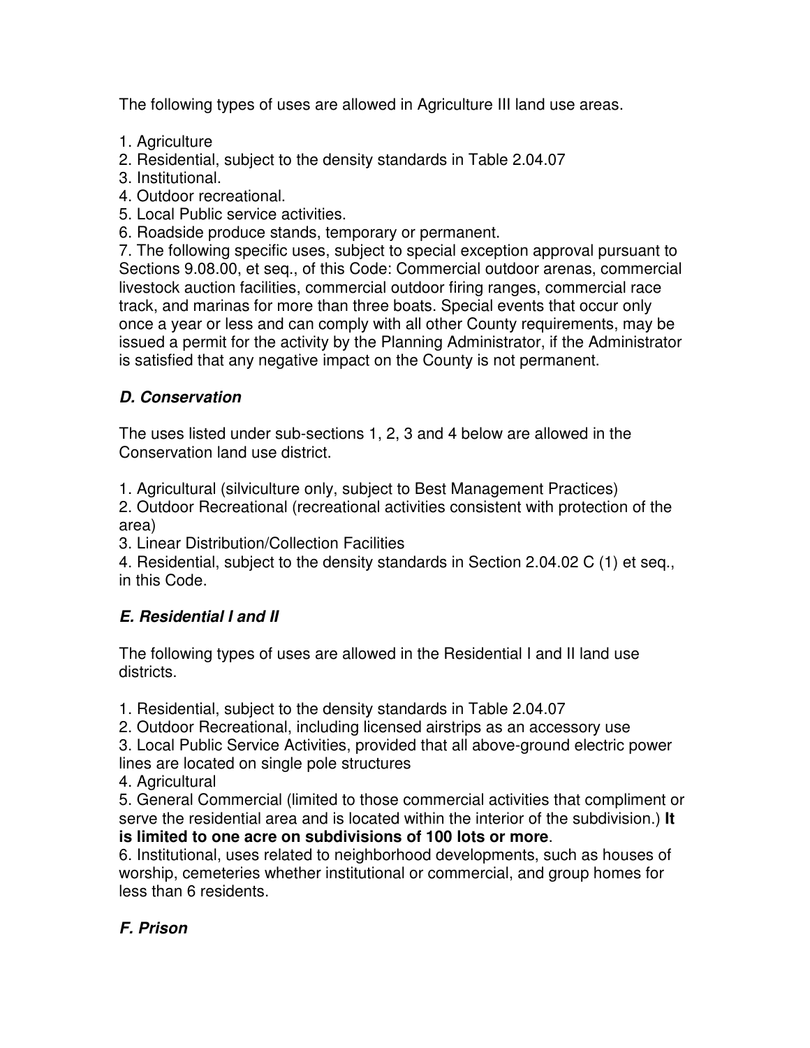The following types of uses are allowed in Agriculture III land use areas.

1. Agriculture
2. Residential, subject to the density standards in Table 2.04.07
3. Institutional.
4. Outdoor recreational.
5. Local Public service activities.
6. Roadside produce stands, temporary or permanent.
7. The following specific uses, subject to special exception approval pursuant to Sections 9.08.00, et seq., of this Code: Commercial outdoor arenas, commercial livestock auction facilities, commercial outdoor firing ranges, commercial race track, and marinas for more than three boats. Special events that occur only once a year or less and can comply with all other County requirements, may be issued a permit for the activity by the Planning Administrator, if the Administrator is satisfied that any negative impact on the County is not permanent.

### *D. Conservation*

The uses listed under sub-sections 1, 2, 3 and 4 below are allowed in the Conservation land use district.

1. Agricultural (silviculture only, subject to Best Management Practices)
2. Outdoor Recreational (recreational activities consistent with protection of the area)
3. Linear Distribution/Collection Facilities
4. Residential, subject to the density standards in Section 2.04.02 C (1) et seq., in this Code.

### *E. Residential I and II*

The following types of uses are allowed in the Residential I and II land use districts.

1. Residential, subject to the density standards in Table 2.04.07
2. Outdoor Recreational, including licensed airstrips as an accessory use
3. Local Public Service Activities, provided that all above-ground electric power lines are located on single pole structures
4. Agricultural
5. General Commercial (limited to those commercial activities that compliment or serve the residential area and is located within the interior of the subdivision.) **It is limited to one acre on subdivisions of 100 lots or more**.
6. Institutional, uses related to neighborhood developments, such as houses of worship, cemeteries whether institutional or commercial, and group homes for less than 6 residents.

### *F. Prison*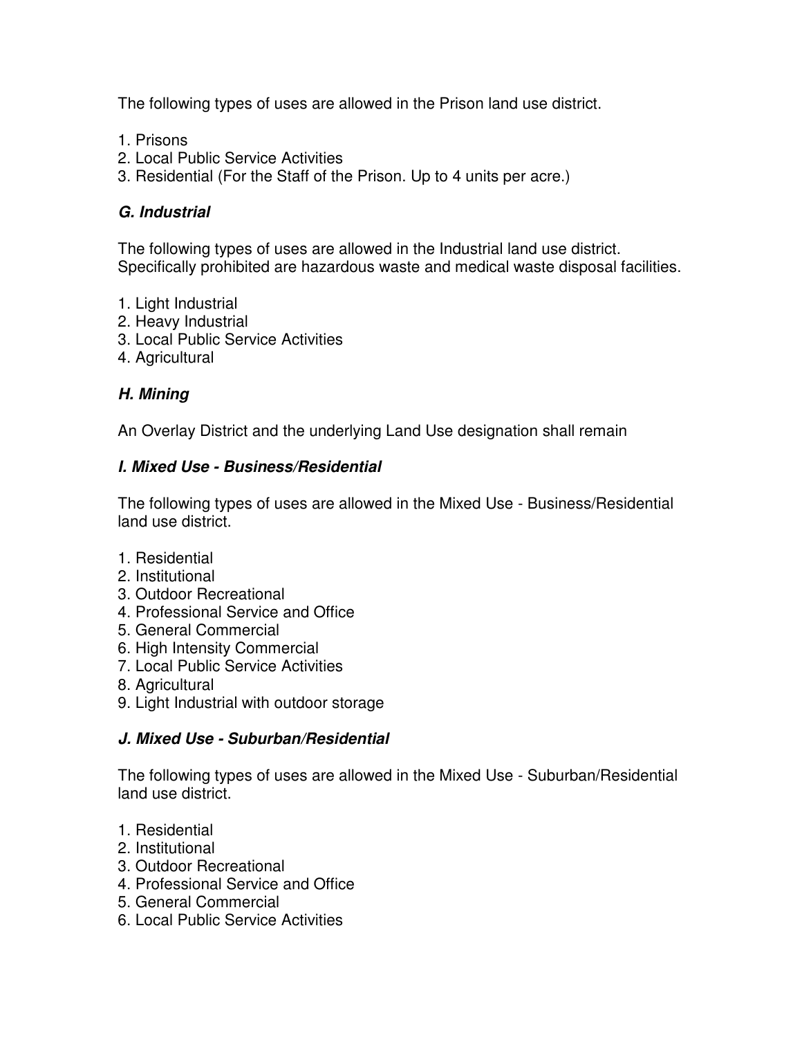The following types of uses are allowed in the Prison land use district.

1. Prisons
2. Local Public Service Activities
3. Residential (For the Staff of the Prison. Up to 4 units per acre.)

### *G. Industrial*

The following types of uses are allowed in the Industrial land use district. Specifically prohibited are hazardous waste and medical waste disposal facilities.

1. Light Industrial
2. Heavy Industrial
3. Local Public Service Activities
4. Agricultural

### *H. Mining*

An Overlay District and the underlying Land Use designation shall remain

### *I. Mixed Use - Business/Residential*

The following types of uses are allowed in the Mixed Use - Business/Residential land use district.

1. Residential
2. Institutional
3. Outdoor Recreational
4. Professional Service and Office
5. General Commercial
6. High Intensity Commercial
7. Local Public Service Activities
8. Agricultural
9. Light Industrial with outdoor storage

### *J. Mixed Use - Suburban/Residential*

The following types of uses are allowed in the Mixed Use - Suburban/Residential land use district.

1. Residential
2. Institutional
3. Outdoor Recreational
4. Professional Service and Office
5. General Commercial
6. Local Public Service Activities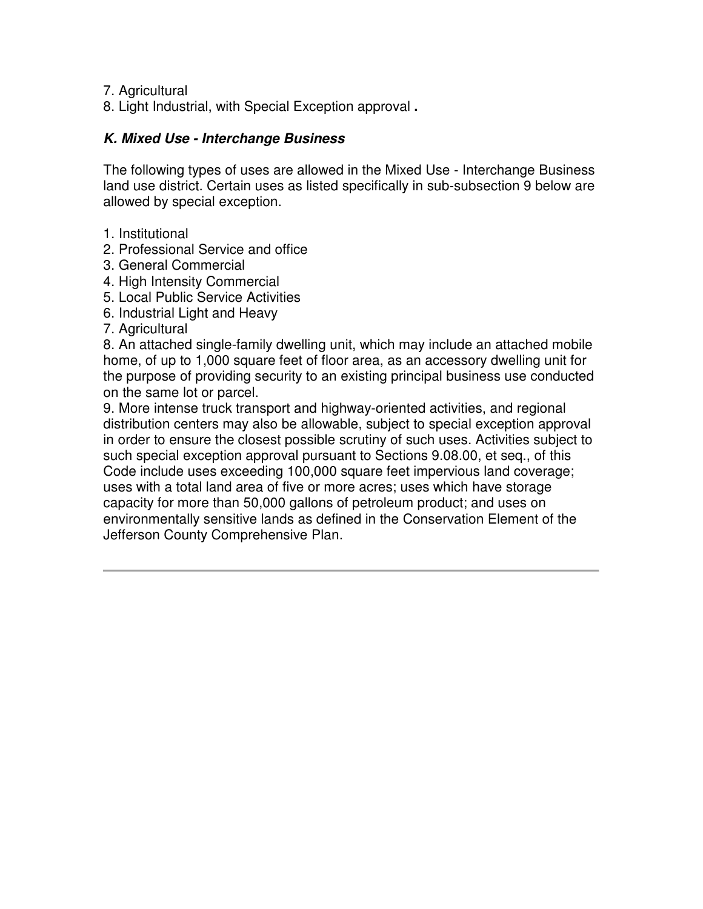7. Agricultural
8. Light Industrial, with Special Exception approval **.**

***K. Mixed Use - Interchange Business***

The following types of uses are allowed in the Mixed Use - Interchange Business land use district. Certain uses as listed specifically in sub-subsection 9 below are allowed by special exception.

1. Institutional
2. Professional Service and office
3. General Commercial
4. High Intensity Commercial
5. Local Public Service Activities
6. Industrial Light and Heavy
7. Agricultural
8. An attached single-family dwelling unit, which may include an attached mobile home, of up to 1,000 square feet of floor area, as an accessory dwelling unit for the purpose of providing security to an existing principal business use conducted on the same lot or parcel.
9. More intense truck transport and highway-oriented activities, and regional distribution centers may also be allowable, subject to special exception approval in order to ensure the closest possible scrutiny of such uses. Activities subject to such special exception approval pursuant to Sections 9.08.00, et seq., of this Code include uses exceeding 100,000 square feet impervious land coverage; uses with a total land area of five or more acres; uses which have storage capacity for more than 50,000 gallons of petroleum product; and uses on environmentally sensitive lands as defined in the Conservation Element of the Jefferson County Comprehensive Plan.

---